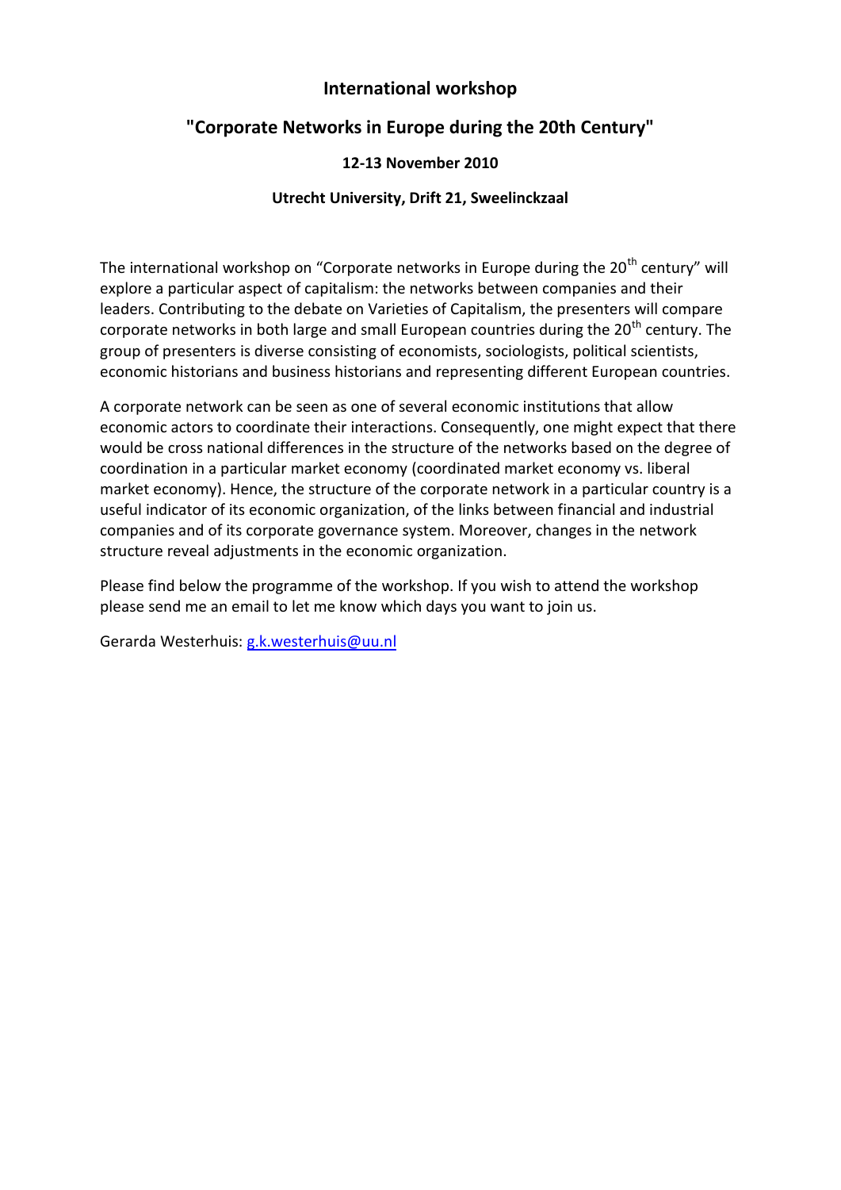# International workshop

## "Corporate Networks in Europe during the 20th Century"

**12-13 November 2010**

**Utrecht University, Drift 21, Sweelinckzaal**

The international workshop on "Corporate networks in Europe during the 20th century" will explore a particular aspect of capitalism: the networks between companies and their leaders. Contributing to the debate on Varieties of Capitalism, the presenters will compare corporate networks in both large and small European countries during the 20th century. The group of presenters is diverse consisting of economists, sociologists, political scientists, economic historians and business historians and representing different European countries.

A corporate network can be seen as one of several economic institutions that allow economic actors to coordinate their interactions. Consequently, one might expect that there would be cross national differences in the structure of the networks based on the degree of coordination in a particular market economy (coordinated market economy vs. liberal market economy). Hence, the structure of the corporate network in a particular country is a useful indicator of its economic organization, of the links between financial and industrial companies and of its corporate governance system. Moreover, changes in the network structure reveal adjustments in the economic organization.

Please find below the programme of the workshop. If you wish to attend the workshop please send me an email to let me know which days you want to join us.

Gerarda Westerhuis: g.k.westerhuis@uu.nl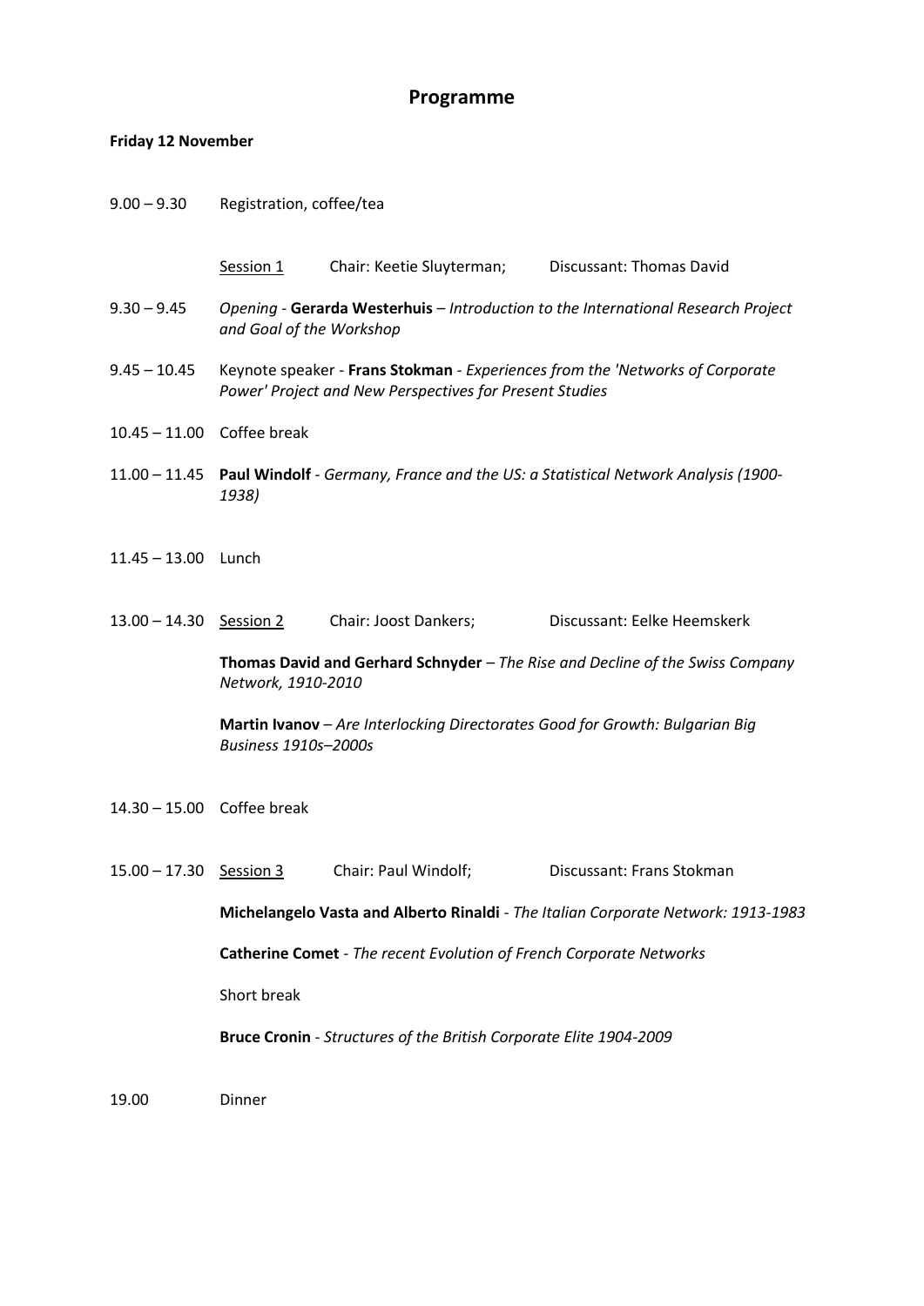# Programme

**Friday 12 November**

9.00 – 9.30 Registration, coffee/tea

Session 1 Chair: Keetie Sluyterman; Discussant: Thomas David

9.30 – 9.45 *Opening* - **Gerarda Westerhuis** – *Introduction to the International Research Project and Goal of the Workshop*

9.45 – 10.45 Keynote speaker - **Frans Stokman** - *Experiences from the 'Networks of Corporate Power' Project and New Perspectives for Present Studies*

10.45 – 11.00 Coffee break

11.00 – 11.45 **Paul Windolf** - *Germany, France and the US: a Statistical Network Analysis (1900-1938)*

11.45 – 13.00 Lunch

13.00 – 14.30 Session 2 Chair: Joost Dankers; Discussant: Eelke Heemskerk

**Thomas David and Gerhard Schnyder** – *The Rise and Decline of the Swiss Company Network, 1910-2010*

**Martin Ivanov** – *Are Interlocking Directorates Good for Growth: Bulgarian Big Business 1910s–2000s*

14.30 – 15.00 Coffee break

15.00 – 17.30 Session 3 Chair: Paul Windolf; Discussant: Frans Stokman

**Michelangelo Vasta and Alberto Rinaldi** - *The Italian Corporate Network: 1913-1983*

**Catherine Comet** - *The recent Evolution of French Corporate Networks*

Short break

**Bruce Cronin** - *Structures of the British Corporate Elite 1904-2009*

19.00 Dinner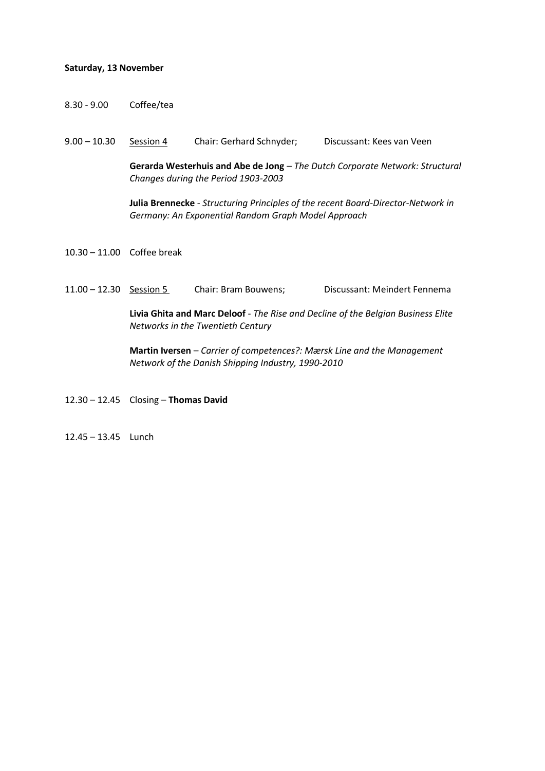**Saturday, 13 November**

8.30 - 9.00 Coffee/tea

9.00 – 10.30 <u>Session 4</u> Chair: Gerhard Schnyder; Discussant: Kees van Veen

**Gerarda Westerhuis and Abe de Jong** – *The Dutch Corporate Network: Structural Changes during the Period 1903-2003*

**Julia Brennecke** - *Structuring Principles of the recent Board-Director-Network in Germany: An Exponential Random Graph Model Approach*

10.30 – 11.00 Coffee break

11.00 – 12.30 <u>Session 5</u> Chair: Bram Bouwens; Discussant: Meindert Fennema

**Livia Ghita and Marc Deloof** - *The Rise and Decline of the Belgian Business Elite Networks in the Twentieth Century*

**Martin Iversen** – *Carrier of competences?: Mærsk Line and the Management Network of the Danish Shipping Industry, 1990-2010*

12.30 – 12.45 Closing – **Thomas David**

12.45 – 13.45 Lunch